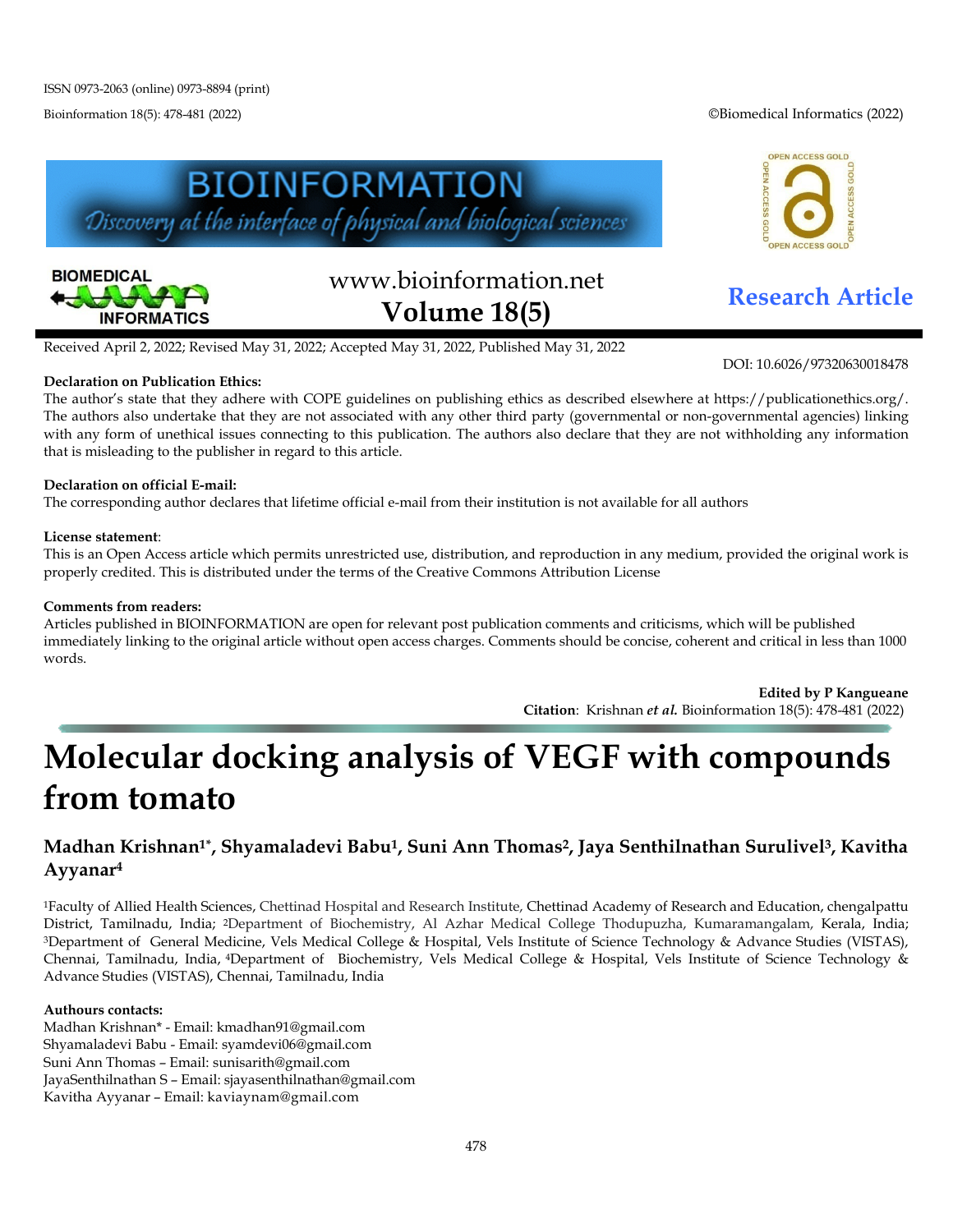ISSN 0973-2063 (online) 0973-8894 (print)

Received April 2, 2022; Revised May 31, 2022; Accepted May 31, 2022, Published May 31, 2022

DOI: 10.6026/97320630018478

**Declaration on Publication Ethics:**
The author's state that they adhere with COPE guidelines on publishing ethics as described elsewhere at https://publicationethics.org/. The authors also undertake that they are not associated with any other third party (governmental or non-governmental agencies) linking with any form of unethical issues connecting to this publication. The authors also declare that they are not withholding any information that is misleading to the publisher in regard to this article.

**Declaration on official E-mail:**
The corresponding author declares that lifetime official e-mail from their institution is not available for all authors

**License statement**:
This is an Open Access article which permits unrestricted use, distribution, and reproduction in any medium, provided the original work is properly credited. This is distributed under the terms of the Creative Commons Attribution License

**Comments from readers:**
Articles published in BIOINFORMATION are open for relevant post publication comments and criticisms, which will be published immediately linking to the original article without open access charges. Comments should be concise, coherent and critical in less than 1000 words.

**Edited by P Kangueane**
**Citation**: Krishnan ***et al.*** Bioinformation 18(5): 478-481 (2022)

# Molecular docking analysis of VEGF with compounds from tomato

### Madhan Krishnan[1*], Shyamaladevi Babu[1], Suni Ann Thomas[2], Jaya Senthilnathan Surulivel[3], Kavitha Ayyanar[4]

[1]Faculty of Allied Health Sciences, Chettinad Hospital and Research Institute, Chettinad Academy of Research and Education, chengalpattu District, Tamilnadu, India; [2]Department of Biochemistry, Al Azhar Medical College Thodupuzha, Kumaramangalam, Kerala, India; [3]Department of General Medicine, Vels Medical College & Hospital, Vels Institute of Science Technology & Advance Studies (VISTAS), Chennai, Tamilnadu, India, [4]Department of Biochemistry, Vels Medical College & Hospital, Vels Institute of Science Technology & Advance Studies (VISTAS), Chennai, Tamilnadu, India

**Authours contacts:**
Madhan Krishnan* - Email: kmadhan91@gmail.com
Shyamaladevi Babu - Email: syamdevi06@gmail.com
Suni Ann Thomas – Email: sunisarith@gmail.com
JayaSenthilnathan S – Email: sjayasenthilnathan@gmail.com
Kavitha Ayyanar – Email: kaviaynam@gmail.com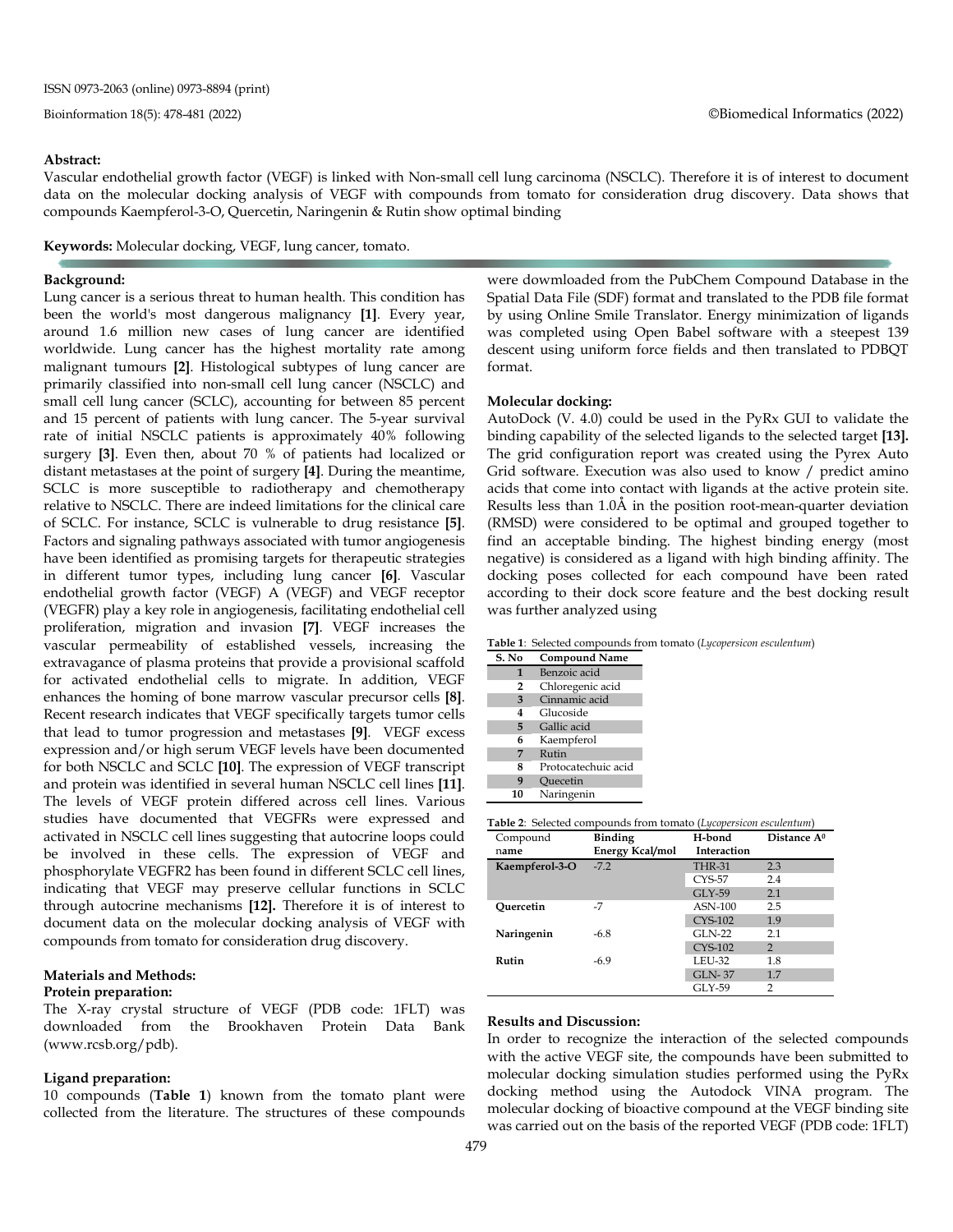**Abstract:**

Vascular endothelial growth factor (VEGF) is linked with Non-small cell lung carcinoma (NSCLC). Therefore it is of interest to document data on the molecular docking analysis of VEGF with compounds from tomato for consideration drug discovery. Data shows that compounds Kaempferol-3-O, Quercetin, Naringenin & Rutin show optimal binding

**Keywords:** Molecular docking, VEGF, lung cancer, tomato.

**Background:**

Lung cancer is a serious threat to human health. This condition has been the world's most dangerous malignancy **[1]**. Every year, around 1.6 million new cases of lung cancer are identified worldwide. Lung cancer has the highest mortality rate among malignant tumours **[2]**. Histological subtypes of lung cancer are primarily classified into non-small cell lung cancer (NSCLC) and small cell lung cancer (SCLC), accounting for between 85 percent and 15 percent of patients with lung cancer. The 5-year survival rate of initial NSCLC patients is approximately 40% following surgery **[3]**. Even then, about 70 % of patients had localized or distant metastases at the point of surgery **[4]**. During the meantime, SCLC is more susceptible to radiotherapy and chemotherapy relative to NSCLC. There are indeed limitations for the clinical care of SCLC. For instance, SCLC is vulnerable to drug resistance **[5]**. Factors and signaling pathways associated with tumor angiogenesis have been identified as promising targets for therapeutic strategies in different tumor types, including lung cancer **[6]**. Vascular endothelial growth factor (VEGF) A (VEGF) and VEGF receptor (VEGFR) play a key role in angiogenesis, facilitating endothelial cell proliferation, migration and invasion **[7]**. VEGF increases the vascular permeability of established vessels, increasing the extravagance of plasma proteins that provide a provisional scaffold for activated endothelial cells to migrate. In addition, VEGF enhances the homing of bone marrow vascular precursor cells **[8]**. Recent research indicates that VEGF specifically targets tumor cells that lead to tumor progression and metastases **[9]**. VEGF excess expression and/or high serum VEGF levels have been documented for both NSCLC and SCLC **[10]**. The expression of VEGF transcript and protein was identified in several human NSCLC cell lines **[11]**. The levels of VEGF protein differed across cell lines. Various studies have documented that VEGFRs were expressed and activated in NSCLC cell lines suggesting that autocrine loops could be involved in these cells. The expression of VEGF and phosphorylate VEGFR2 has been found in different SCLC cell lines, indicating that VEGF may preserve cellular functions in SCLC through autocrine mechanisms **[12].** Therefore it is of interest to document data on the molecular docking analysis of VEGF with compounds from tomato for consideration drug discovery.

**Materials and Methods:**

**Protein preparation:**

The X-ray crystal structure of VEGF (PDB code: 1FLT) was downloaded from the Brookhaven Protein Data Bank (www.rcsb.org/pdb).

**Ligand preparation:**

10 compounds (**Table 1**) known from the tomato plant were collected from the literature. The structures of these compounds were dowmloaded from the PubChem Compound Database in the Spatial Data File (SDF) format and translated to the PDB file format by using Online Smile Translator. Energy minimization of ligands was completed using Open Babel software with a steepest 139 descent using uniform force fields and then translated to PDBQT format.

**Molecular docking:**

AutoDock (V. 4.0) could be used in the PyRx GUI to validate the binding capability of the selected ligands to the selected target **[13].** The grid configuration report was created using the Pyrex Auto Grid software. Execution was also used to know / predict amino acids that come into contact with ligands at the active protein site. Results less than 1.0Å in the position root-mean-quarter deviation (RMSD) were considered to be optimal and grouped together to find an acceptable binding. The highest binding energy (most negative) is considered as a ligand with high binding affinity. The docking poses collected for each compound have been rated according to their dock score feature and the best docking result was further analyzed using

**Table 1**: Selected compounds from tomato (*Lycopersicon esculentum*)

| S. No | Compound Name |
|---|---|
| 1 | Benzoic acid |
| 2 | Chloregenic acid |
| 3 | Cinnamic acid |
| 4 | Glucoside |
| 5 | Gallic acid |
| 6 | Kaempferol |
| 7 | Rutin |
| 8 | Protocatechuic acid |
| 9 | Quecetin |
| 10 | Naringenin |

**Table 2**: Selected compounds from tomato (*Lycopersicon esculentum*)

| Compound name | Binding Energy Kcal/mol | H-bond Interaction | Distance A$^0$ |
|---|---|---|---|
| **Kaempferol-3-O** | -7.2 | THR-31 | 2.3 |
| | | CYS-57 | 2.4 |
| | | GLY-59 | 2.1 |
| **Quercetin** | -7 | ASN-100 | 2.5 |
| | | CYS-102 | 1.9 |
| **Naringenin** | -6.8 | GLN-22 | 2.1 |
| | | CYS-102 | 2 |
| **Rutin** | -6.9 | LEU-32 | 1.8 |
| | | GLN- 37 | 1.7 |
| | | GLY-59 | 2 |

**Results and Discussion:**

In order to recognize the interaction of the selected compounds with the active VEGF site, the compounds have been submitted to molecular docking simulation studies performed using the PyRx docking method using the Autodock VINA program. The molecular docking of bioactive compound at the VEGF binding site was carried out on the basis of the reported VEGF (PDB code: 1FLT)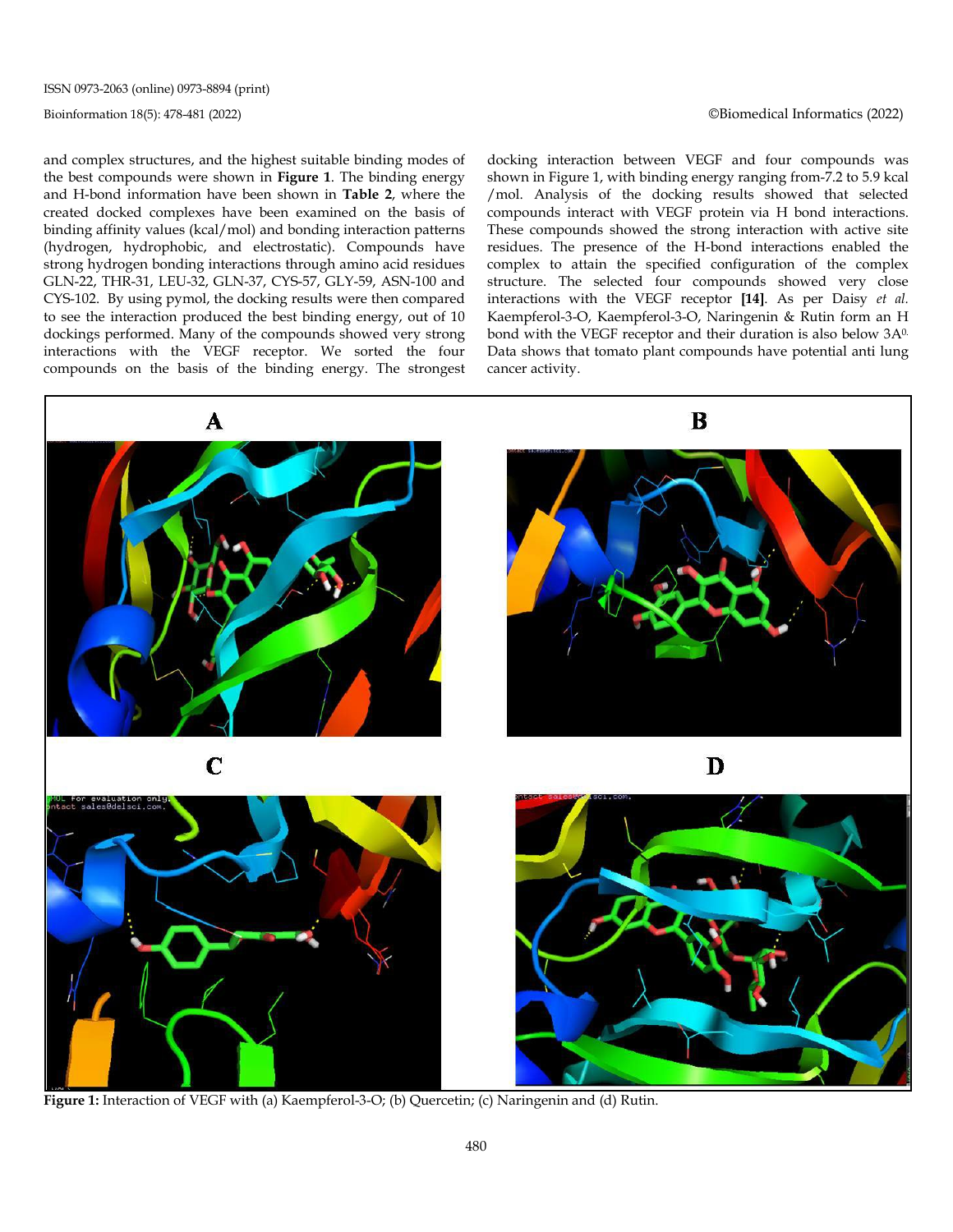and complex structures, and the highest suitable binding modes of the best compounds were shown in **Figure 1**. The binding energy and H-bond information have been shown in **Table 2**, where the created docked complexes have been examined on the basis of binding affinity values (kcal/mol) and bonding interaction patterns (hydrogen, hydrophobic, and electrostatic). Compounds have strong hydrogen bonding interactions through amino acid residues GLN-22, THR-31, LEU-32, GLN-37, CYS-57, GLY-59, ASN-100 and CYS-102. By using pymol, the docking results were then compared to see the interaction produced the best binding energy, out of 10 dockings performed. Many of the compounds showed very strong interactions with the VEGF receptor. We sorted the four compounds on the basis of the binding energy. The strongest docking interaction between VEGF and four compounds was shown in Figure 1, with binding energy ranging from-7.2 to 5.9 kcal /mol. Analysis of the docking results showed that selected compounds interact with VEGF protein via H bond interactions. These compounds showed the strong interaction with active site residues. The presence of the H-bond interactions enabled the complex to attain the specified configuration of the complex structure. The selected four compounds showed very close interactions with the VEGF receptor **[14]**. As per Daisy *et al.* Kaempferol-3-O, Kaempferol-3-O, Naringenin & Rutin form an H bond with the VEGF receptor and their duration is also below 3A$^{0}$. Data shows that tomato plant compounds have potential anti lung cancer activity.

**Figure 1:** Interaction of VEGF with (a) Kaempferol-3-O; (b) Quercetin; (c) Naringenin and (d) Rutin.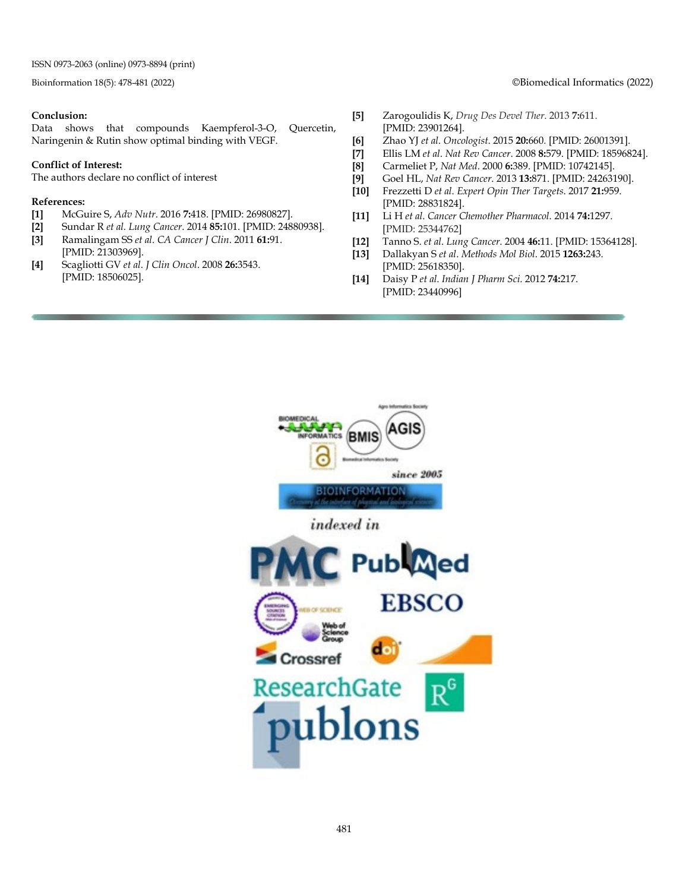**Conclusion:**

Data shows that compounds Kaempferol-3-O, Quercetin, Naringenin & Rutin show optimal binding with VEGF.

**Conflict of Interest:**

The authors declare no conflict of interest

**References:**

**[1]** McGuire S, *Adv Nutr*. 2016 **7**:418. [PMID: 26980827].

**[2]** Sundar R *et al*. *Lung Cancer*. 2014 **85**:101. [PMID: 24880938].

**[3]** Ramalingam SS *et al*. *CA Cancer J Clin*. 2011 **61**:91. [PMID: 21303969].

**[4]** Scagliotti GV *et al*. *J Clin Oncol*. 2008 **26**:3543. [PMID: 18506025].

**[5]** Zarogoulidis K, *Drug Des Devel Ther*. 2013 **7**:611. [PMID: 23901264].

**[6]** Zhao YJ *et al*. *Oncologist*. 2015 **20**:660. [PMID: 26001391].

**[7]** Ellis LM *et al*. *Nat Rev Cancer*. 2008 **8**:579. [PMID: 18596824].

**[8]** Carmeliet P, *Nat Med*. 2000 **6**:389. [PMID: 10742145].

**[9]** Goel HL, *Nat Rev Cancer*. 2013 **13**:871. [PMID: 24263190].

**[10]** Frezzetti D *et al*. *Expert Opin Ther Targets*. 2017 **21**:959. [PMID: 28831824].

**[11]** Li H *et al*. *Cancer Chemother Pharmacol*. 2014 **74**:1297. [PMID: 25344762]

**[12]** Tanno S. *et al*. *Lung Cancer*. 2004 **46**:11. [PMID: 15364128].

**[13]** Dallakyan S *et al*. *Methods Mol Biol*. 2015 **1263**:243. [PMID: 25618350].

**[14]** Daisy P *et al*. *Indian J Pharm Sci*. 2012 **74**:217. [PMID: 23440996]